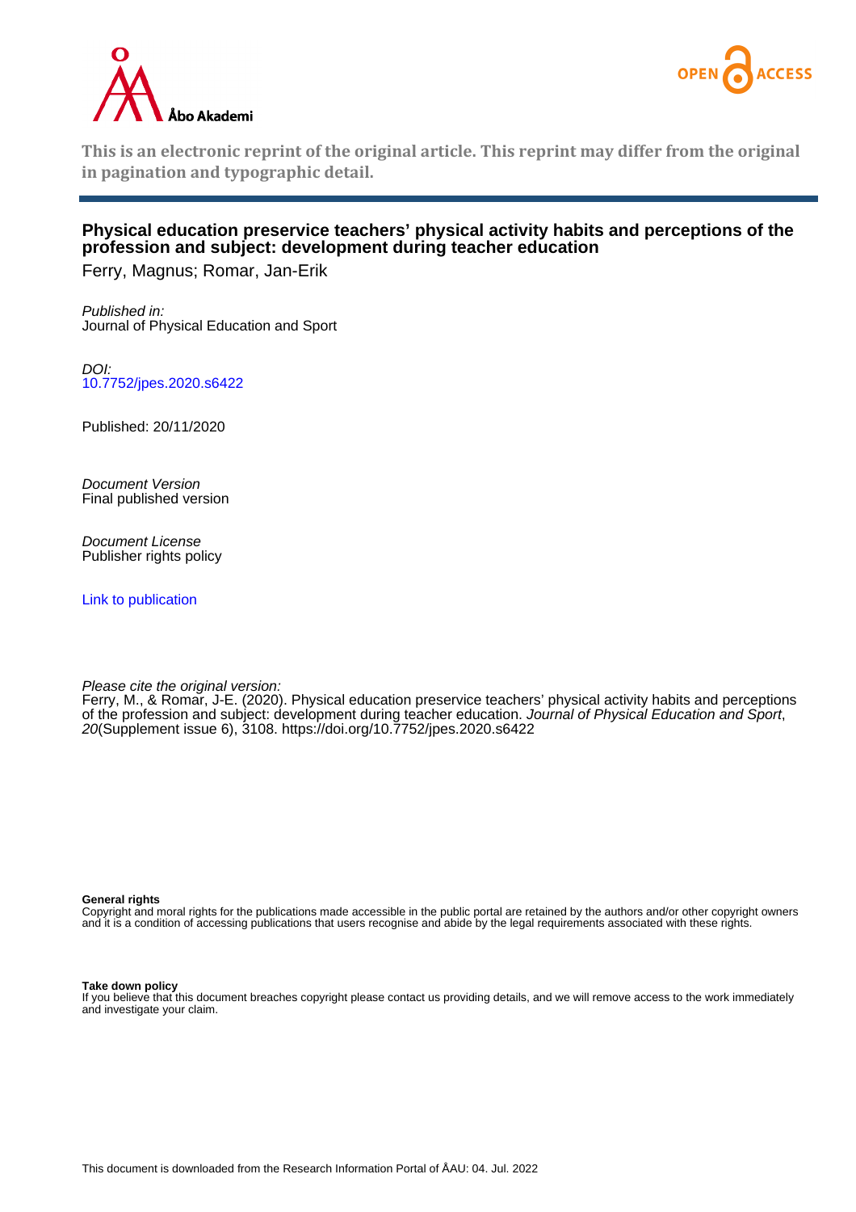This is an electronic reprint of the original article. This reprint may differ from the original in pagination and typographic detail.

# Physical education preservice teachers' physical activity habits and perceptions of the profession and subject: development during teacher education

Ferry, Magnus; Romar, Jan-Erik

*Published in:*
Journal of Physical Education and Sport

*DOI:*
10.7752/jpes.2020.s6422

Published: 20/11/2020

*Document Version*
Final published version

*Document License*
Publisher rights policy

Link to publication

*Please cite the original version:*
Ferry, M., & Romar, J-E. (2020). Physical education preservice teachers' physical activity habits and perceptions of the profession and subject: development during teacher education. *Journal of Physical Education and Sport*, *20*(Supplement issue 6), 3108. https://doi.org/10.7752/jpes.2020.s6422

**General rights**
Copyright and moral rights for the publications made accessible in the public portal are retained by the authors and/or other copyright owners and it is a condition of accessing publications that users recognise and abide by the legal requirements associated with these rights.

**Take down policy**
If you believe that this document breaches copyright please contact us providing details, and we will remove access to the work immediately and investigate your claim.

This document is downloaded from the Research Information Portal of ÅAU: 04. Jul. 2022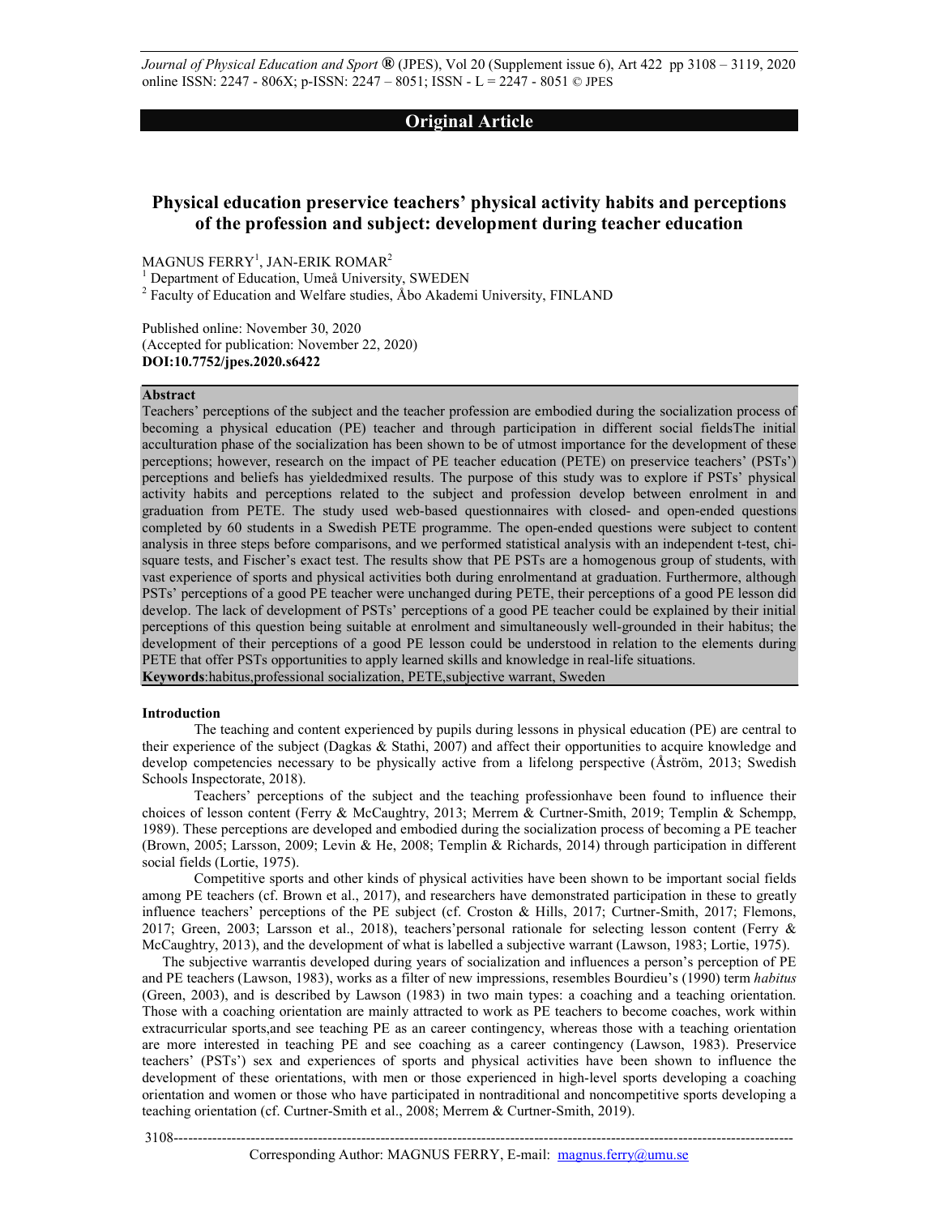## Original Article

# Physical education preservice teachers' physical activity habits and perceptions of the profession and subject: development during teacher education

MAGNUS FERRY[1], JAN-ERIK ROMAR[2]

[1] Department of Education, Umeå University, SWEDEN

[2] Faculty of Education and Welfare studies, Åbo Akademi University, FINLAND

Published online: November 30, 2020

(Accepted for publication: November 22, 2020)

**DOI:10.7752/jpes.2020.s6422**

### Abstract

Teachers' perceptions of the subject and the teacher profession are embodied during the socialization process of becoming a physical education (PE) teacher and through participation in different social fieldsThe initial acculturation phase of the socialization has been shown to be of utmost importance for the development of these perceptions; however, research on the impact of PE teacher education (PETE) on preservice teachers' (PSTs') perceptions and beliefs has yieldedmixed results. The purpose of this study was to explore if PSTs' physical activity habits and perceptions related to the subject and profession develop between enrolment in and graduation from PETE. The study used web-based questionnaires with closed- and open-ended questions completed by 60 students in a Swedish PETE programme. The open-ended questions were subject to content analysis in three steps before comparisons, and we performed statistical analysis with an independent t-test, chi-square tests, and Fischer's exact test. The results show that PE PSTs are a homogenous group of students, with vast experience of sports and physical activities both during enrolmentand at graduation. Furthermore, although PSTs' perceptions of a good PE teacher were unchanged during PETE, their perceptions of a good PE lesson did develop. The lack of development of PSTs' perceptions of a good PE teacher could be explained by their initial perceptions of this question being suitable at enrolment and simultaneously well-grounded in their habitus; the development of their perceptions of a good PE lesson could be understood in relation to the elements during PETE that offer PSTs opportunities to apply learned skills and knowledge in real-life situations.

**Keywords**:habitus,professional socialization, PETE,subjective warrant, Sweden

### Introduction

The teaching and content experienced by pupils during lessons in physical education (PE) are central to their experience of the subject (Dagkas & Stathi, 2007) and affect their opportunities to acquire knowledge and develop competencies necessary to be physically active from a lifelong perspective (Åström, 2013; Swedish Schools Inspectorate, 2018).

Teachers' perceptions of the subject and the teaching professionhave been found to influence their choices of lesson content (Ferry & McCaughtry, 2013; Merrem & Curtner-Smith, 2019; Templin & Schempp, 1989). These perceptions are developed and embodied during the socialization process of becoming a PE teacher (Brown, 2005; Larsson, 2009; Levin & He, 2008; Templin & Richards, 2014) through participation in different social fields (Lortie, 1975).

Competitive sports and other kinds of physical activities have been shown to be important social fields among PE teachers (cf. Brown et al., 2017), and researchers have demonstrated participation in these to greatly influence teachers' perceptions of the PE subject (cf. Croston & Hills, 2017; Curtner-Smith, 2017; Flemons, 2017; Green, 2003; Larsson et al., 2018), teachers'personal rationale for selecting lesson content (Ferry & McCaughtry, 2013), and the development of what is labelled a subjective warrant (Lawson, 1983; Lortie, 1975).

The subjective warrantis developed during years of socialization and influences a person's perception of PE and PE teachers (Lawson, 1983), works as a filter of new impressions, resembles Bourdieu's (1990) term *habitus* (Green, 2003), and is described by Lawson (1983) in two main types: a coaching and a teaching orientation. Those with a coaching orientation are mainly attracted to work as PE teachers to become coaches, work within extracurricular sports,and see teaching PE as an career contingency, whereas those with a teaching orientation are more interested in teaching PE and see coaching as a career contingency (Lawson, 1983). Preservice teachers' (PSTs') sex and experiences of sports and physical activities have been shown to influence the development of these orientations, with men or those experienced in high-level sports developing a coaching orientation and women or those who have participated in nontraditional and noncompetitive sports developing a teaching orientation (cf. Curtner-Smith et al., 2008; Merrem & Curtner-Smith, 2019).

Corresponding Author: MAGNUS FERRY, E-mail: magnus.ferry@umu.se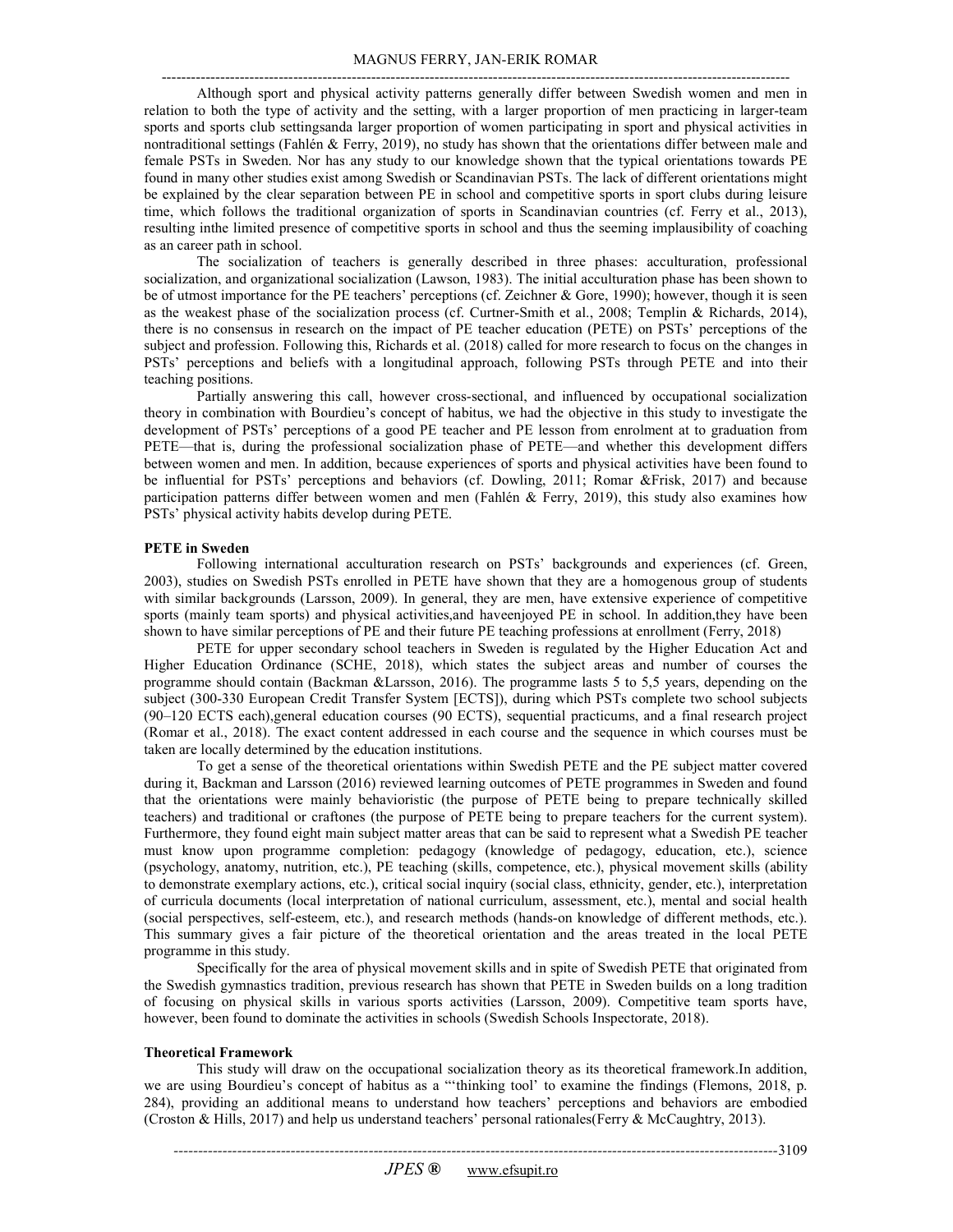Although sport and physical activity patterns generally differ between Swedish women and men in relation to both the type of activity and the setting, with a larger proportion of men practicing in larger-team sports and sports club settingsanda larger proportion of women participating in sport and physical activities in nontraditional settings (Fahlén & Ferry, 2019), no study has shown that the orientations differ between male and female PSTs in Sweden. Nor has any study to our knowledge shown that the typical orientations towards PE found in many other studies exist among Swedish or Scandinavian PSTs. The lack of different orientations might be explained by the clear separation between PE in school and competitive sports in sport clubs during leisure time, which follows the traditional organization of sports in Scandinavian countries (cf. Ferry et al., 2013), resulting inthe limited presence of competitive sports in school and thus the seeming implausibility of coaching as an career path in school.

The socialization of teachers is generally described in three phases: acculturation, professional socialization, and organizational socialization (Lawson, 1983). The initial acculturation phase has been shown to be of utmost importance for the PE teachers' perceptions (cf. Zeichner & Gore, 1990); however, though it is seen as the weakest phase of the socialization process (cf. Curtner-Smith et al., 2008; Templin & Richards, 2014), there is no consensus in research on the impact of PE teacher education (PETE) on PSTs' perceptions of the subject and profession. Following this, Richards et al. (2018) called for more research to focus on the changes in PSTs' perceptions and beliefs with a longitudinal approach, following PSTs through PETE and into their teaching positions.

Partially answering this call, however cross-sectional, and influenced by occupational socialization theory in combination with Bourdieu's concept of habitus, we had the objective in this study to investigate the development of PSTs' perceptions of a good PE teacher and PE lesson from enrolment at to graduation from PETE—that is, during the professional socialization phase of PETE—and whether this development differs between women and men. In addition, because experiences of sports and physical activities have been found to be influential for PSTs' perceptions and behaviors (cf. Dowling, 2011; Romar &Frisk, 2017) and because participation patterns differ between women and men (Fahlén & Ferry, 2019), this study also examines how PSTs' physical activity habits develop during PETE.

**PETE in Sweden**

Following international acculturation research on PSTs' backgrounds and experiences (cf. Green, 2003), studies on Swedish PSTs enrolled in PETE have shown that they are a homogenous group of students with similar backgrounds (Larsson, 2009). In general, they are men, have extensive experience of competitive sports (mainly team sports) and physical activities,and haveenjoyed PE in school. In addition,they have been shown to have similar perceptions of PE and their future PE teaching professions at enrollment (Ferry, 2018)

PETE for upper secondary school teachers in Sweden is regulated by the Higher Education Act and Higher Education Ordinance (SCHE, 2018), which states the subject areas and number of courses the programme should contain (Backman &Larsson, 2016). The programme lasts 5 to 5,5 years, depending on the subject (300-330 European Credit Transfer System [ECTS]), during which PSTs complete two school subjects (90–120 ECTS each),general education courses (90 ECTS), sequential practicums, and a final research project (Romar et al., 2018). The exact content addressed in each course and the sequence in which courses must be taken are locally determined by the education institutions.

To get a sense of the theoretical orientations within Swedish PETE and the PE subject matter covered during it, Backman and Larsson (2016) reviewed learning outcomes of PETE programmes in Sweden and found that the orientations were mainly behavioristic (the purpose of PETE being to prepare technically skilled teachers) and traditional or craftones (the purpose of PETE being to prepare teachers for the current system). Furthermore, they found eight main subject matter areas that can be said to represent what a Swedish PE teacher must know upon programme completion: pedagogy (knowledge of pedagogy, education, etc.), science (psychology, anatomy, nutrition, etc.), PE teaching (skills, competence, etc.), physical movement skills (ability to demonstrate exemplary actions, etc.), critical social inquiry (social class, ethnicity, gender, etc.), interpretation of curricula documents (local interpretation of national curriculum, assessment, etc.), mental and social health (social perspectives, self-esteem, etc.), and research methods (hands-on knowledge of different methods, etc.). This summary gives a fair picture of the theoretical orientation and the areas treated in the local PETE programme in this study.

Specifically for the area of physical movement skills and in spite of Swedish PETE that originated from the Swedish gymnastics tradition, previous research has shown that PETE in Sweden builds on a long tradition of focusing on physical skills in various sports activities (Larsson, 2009). Competitive team sports have, however, been found to dominate the activities in schools (Swedish Schools Inspectorate, 2018).

**Theoretical Framework**

This study will draw on the occupational socialization theory as its theoretical framework.In addition, we are using Bourdieu's concept of habitus as a "'thinking tool' to examine the findings (Flemons, 2018, p. 284), providing an additional means to understand how teachers' perceptions and behaviors are embodied (Croston & Hills, 2017) and help us understand teachers' personal rationales(Ferry & McCaughtry, 2013).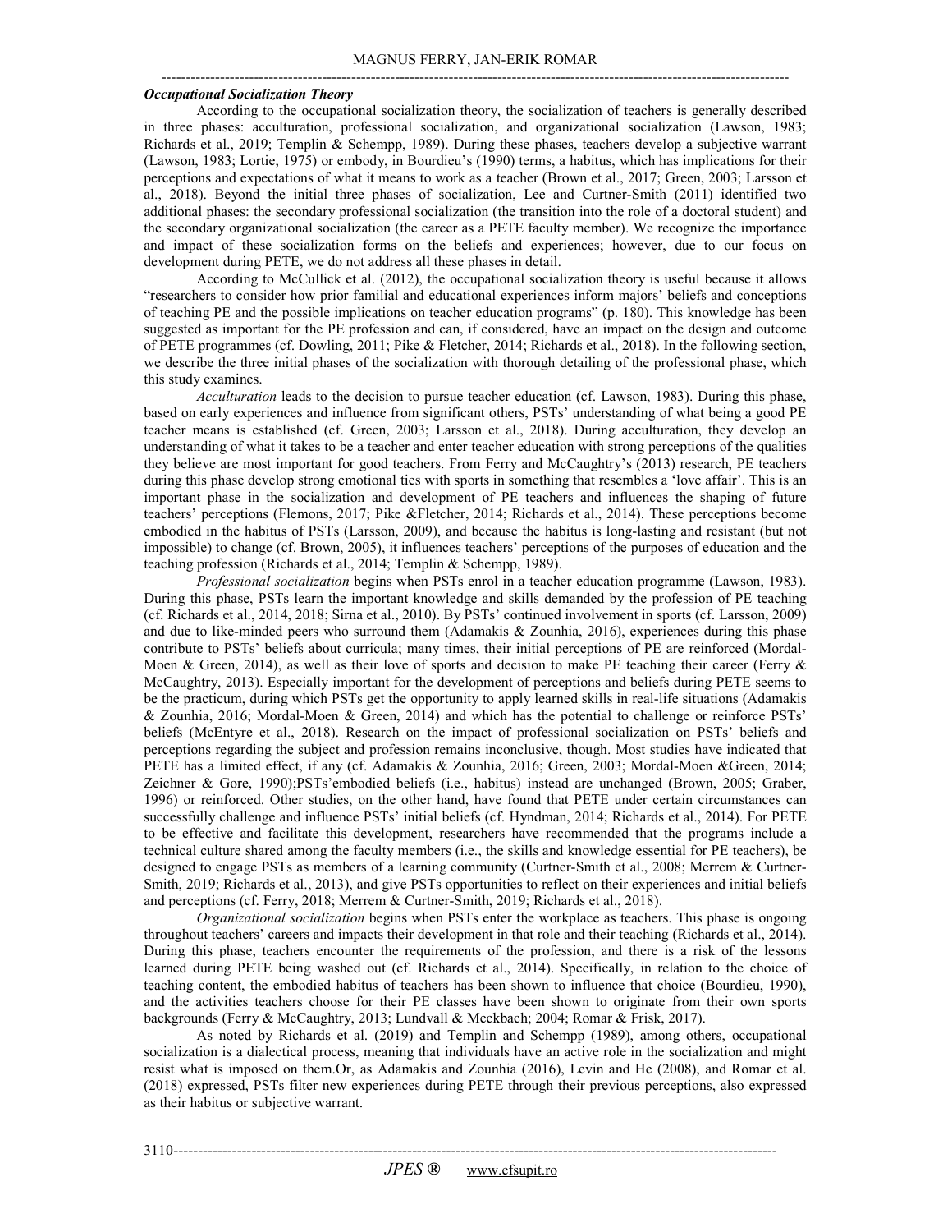### *Occupational Socialization Theory*

According to the occupational socialization theory, the socialization of teachers is generally described in three phases: acculturation, professional socialization, and organizational socialization (Lawson, 1983; Richards et al., 2019; Templin & Schempp, 1989). During these phases, teachers develop a subjective warrant (Lawson, 1983; Lortie, 1975) or embody, in Bourdieu's (1990) terms, a habitus, which has implications for their perceptions and expectations of what it means to work as a teacher (Brown et al., 2017; Green, 2003; Larsson et al., 2018). Beyond the initial three phases of socialization, Lee and Curtner-Smith (2011) identified two additional phases: the secondary professional socialization (the transition into the role of a doctoral student) and the secondary organizational socialization (the career as a PETE faculty member). We recognize the importance and impact of these socialization forms on the beliefs and experiences; however, due to our focus on development during PETE, we do not address all these phases in detail.

According to McCullick et al. (2012), the occupational socialization theory is useful because it allows "researchers to consider how prior familial and educational experiences inform majors' beliefs and conceptions of teaching PE and the possible implications on teacher education programs" (p. 180). This knowledge has been suggested as important for the PE profession and can, if considered, have an impact on the design and outcome of PETE programmes (cf. Dowling, 2011; Pike & Fletcher, 2014; Richards et al., 2018). In the following section, we describe the three initial phases of the socialization with thorough detailing of the professional phase, which this study examines.

*Acculturation* leads to the decision to pursue teacher education (cf. Lawson, 1983). During this phase, based on early experiences and influence from significant others, PSTs' understanding of what being a good PE teacher means is established (cf. Green, 2003; Larsson et al., 2018). During acculturation, they develop an understanding of what it takes to be a teacher and enter teacher education with strong perceptions of the qualities they believe are most important for good teachers. From Ferry and McCaughtry's (2013) research, PE teachers during this phase develop strong emotional ties with sports in something that resembles a 'love affair'. This is an important phase in the socialization and development of PE teachers and influences the shaping of future teachers' perceptions (Flemons, 2017; Pike &Fletcher, 2014; Richards et al., 2014). These perceptions become embodied in the habitus of PSTs (Larsson, 2009), and because the habitus is long-lasting and resistant (but not impossible) to change (cf. Brown, 2005), it influences teachers' perceptions of the purposes of education and the teaching profession (Richards et al., 2014; Templin & Schempp, 1989).

*Professional socialization* begins when PSTs enrol in a teacher education programme (Lawson, 1983). During this phase, PSTs learn the important knowledge and skills demanded by the profession of PE teaching (cf. Richards et al., 2014, 2018; Sirna et al., 2010). By PSTs' continued involvement in sports (cf. Larsson, 2009) and due to like-minded peers who surround them (Adamakis & Zounhia, 2016), experiences during this phase contribute to PSTs' beliefs about curricula; many times, their initial perceptions of PE are reinforced (Mordal-Moen & Green, 2014), as well as their love of sports and decision to make PE teaching their career (Ferry & McCaughtry, 2013). Especially important for the development of perceptions and beliefs during PETE seems to be the practicum, during which PSTs get the opportunity to apply learned skills in real-life situations (Adamakis & Zounhia, 2016; Mordal-Moen & Green, 2014) and which has the potential to challenge or reinforce PSTs' beliefs (McEntyre et al., 2018). Research on the impact of professional socialization on PSTs' beliefs and perceptions regarding the subject and profession remains inconclusive, though. Most studies have indicated that PETE has a limited effect, if any (cf. Adamakis & Zounhia, 2016; Green, 2003; Mordal-Moen &Green, 2014; Zeichner & Gore, 1990);PSTs'embodied beliefs (i.e., habitus) instead are unchanged (Brown, 2005; Graber, 1996) or reinforced. Other studies, on the other hand, have found that PETE under certain circumstances can successfully challenge and influence PSTs' initial beliefs (cf. Hyndman, 2014; Richards et al., 2014). For PETE to be effective and facilitate this development, researchers have recommended that the programs include a technical culture shared among the faculty members (i.e., the skills and knowledge essential for PE teachers), be designed to engage PSTs as members of a learning community (Curtner-Smith et al., 2008; Merrem & Curtner-Smith, 2019; Richards et al., 2013), and give PSTs opportunities to reflect on their experiences and initial beliefs and perceptions (cf. Ferry, 2018; Merrem & Curtner-Smith, 2019; Richards et al., 2018).

*Organizational socialization* begins when PSTs enter the workplace as teachers. This phase is ongoing throughout teachers' careers and impacts their development in that role and their teaching (Richards et al., 2014). During this phase, teachers encounter the requirements of the profession, and there is a risk of the lessons learned during PETE being washed out (cf. Richards et al., 2014). Specifically, in relation to the choice of teaching content, the embodied habitus of teachers has been shown to influence that choice (Bourdieu, 1990), and the activities teachers choose for their PE classes have been shown to originate from their own sports backgrounds (Ferry & McCaughtry, 2013; Lundvall & Meckbach; 2004; Romar & Frisk, 2017).

As noted by Richards et al. (2019) and Templin and Schempp (1989), among others, occupational socialization is a dialectical process, meaning that individuals have an active role in the socialization and might resist what is imposed on them.Or, as Adamakis and Zounhia (2016), Levin and He (2008), and Romar et al. (2018) expressed, PSTs filter new experiences during PETE through their previous perceptions, also expressed as their habitus or subjective warrant.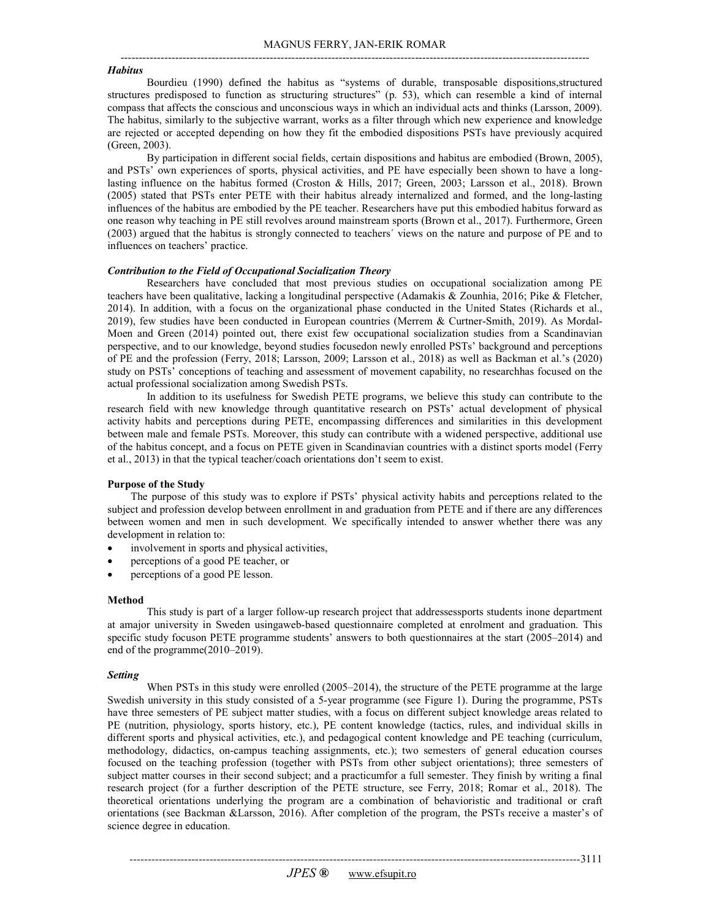### *Habitus*

Bourdieu (1990) defined the habitus as "systems of durable, transposable dispositions,structured structures predisposed to function as structuring structures" (p. 53), which can resemble a kind of internal compass that affects the conscious and unconscious ways in which an individual acts and thinks (Larsson, 2009). The habitus, similarly to the subjective warrant, works as a filter through which new experience and knowledge are rejected or accepted depending on how they fit the embodied dispositions PSTs have previously acquired (Green, 2003).

By participation in different social fields, certain dispositions and habitus are embodied (Brown, 2005), and PSTs' own experiences of sports, physical activities, and PE have especially been shown to have a long-lasting influence on the habitus formed (Croston & Hills, 2017; Green, 2003; Larsson et al., 2018). Brown (2005) stated that PSTs enter PETE with their habitus already internalized and formed, and the long-lasting influences of the habitus are embodied by the PE teacher. Researchers have put this embodied habitus forward as one reason why teaching in PE still revolves around mainstream sports (Brown et al., 2017). Furthermore, Green (2003) argued that the habitus is strongly connected to teachers´ views on the nature and purpose of PE and to influences on teachers' practice.

### *Contribution to the Field of Occupational Socialization Theory*

Researchers have concluded that most previous studies on occupational socialization among PE teachers have been qualitative, lacking a longitudinal perspective (Adamakis & Zounhia, 2016; Pike & Fletcher, 2014). In addition, with a focus on the organizational phase conducted in the United States (Richards et al., 2019), few studies have been conducted in European countries (Merrem & Curtner-Smith, 2019). As Mordal-Moen and Green (2014) pointed out, there exist few occupational socialization studies from a Scandinavian perspective, and to our knowledge, beyond studies focusedon newly enrolled PSTs' background and perceptions of PE and the profession (Ferry, 2018; Larsson, 2009; Larsson et al., 2018) as well as Backman et al.'s (2020) study on PSTs' conceptions of teaching and assessment of movement capability, no researchhas focused on the actual professional socialization among Swedish PSTs.

In addition to its usefulness for Swedish PETE programs, we believe this study can contribute to the research field with new knowledge through quantitative research on PSTs' actual development of physical activity habits and perceptions during PETE, encompassing differences and similarities in this development between male and female PSTs. Moreover, this study can contribute with a widened perspective, additional use of the habitus concept, and a focus on PETE given in Scandinavian countries with a distinct sports model (Ferry et al., 2013) in that the typical teacher/coach orientations don't seem to exist.

## Purpose of the Study

The purpose of this study was to explore if PSTs' physical activity habits and perceptions related to the subject and profession develop between enrollment in and graduation from PETE and if there are any differences between women and men in such development. We specifically intended to answer whether there was any development in relation to:

- involvement in sports and physical activities,
- perceptions of a good PE teacher, or
- perceptions of a good PE lesson.

## Method

This study is part of a larger follow-up research project that addressessports students inone department at amajor university in Sweden usingaweb-based questionnaire completed at enrolment and graduation. This specific study focuson PETE programme students' answers to both questionnaires at the start (2005–2014) and end of the programme(2010–2019).

### *Setting*

When PSTs in this study were enrolled (2005–2014), the structure of the PETE programme at the large Swedish university in this study consisted of a 5-year programme (see Figure 1). During the programme, PSTs have three semesters of PE subject matter studies, with a focus on different subject knowledge areas related to PE (nutrition, physiology, sports history, etc.), PE content knowledge (tactics, rules, and individual skills in different sports and physical activities, etc.), and pedagogical content knowledge and PE teaching (curriculum, methodology, didactics, on-campus teaching assignments, etc.); two semesters of general education courses focused on the teaching profession (together with PSTs from other subject orientations); three semesters of subject matter courses in their second subject; and a practicumfor a full semester. They finish by writing a final research project (for a further description of the PETE structure, see Ferry, 2018; Romar et al., 2018). The theoretical orientations underlying the program are a combination of behavioristic and traditional or craft orientations (see Backman &Larsson, 2016). After completion of the program, the PSTs receive a master's of science degree in education.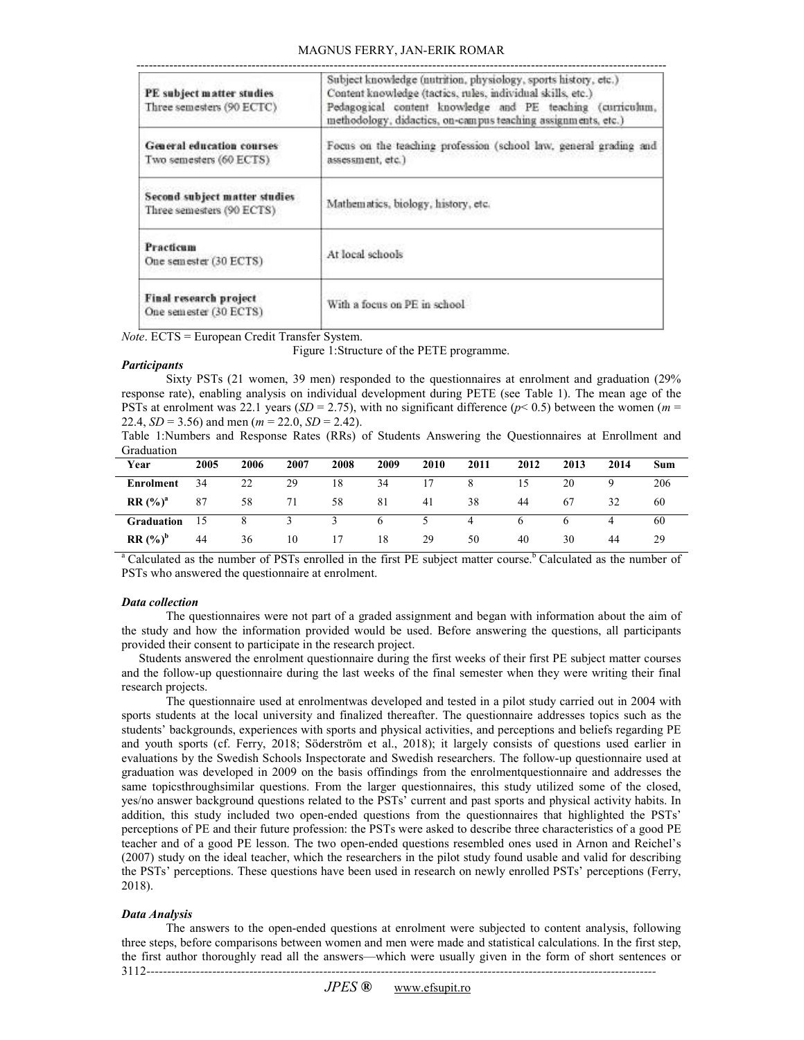| PE subject matter studies<br>Three semesters (90 ECTC) | Subject knowledge (nutrition, physiology, sports history, etc.)<br>Content knowledge (tactics, rules, individual skills, etc.)<br>Pedagogical content knowledge and PE teaching (curriculum, methodology, didactics, on-campus teaching assignments, etc.) |
|---|---|
| **General education courses**<br>Two semesters (60 ECTS) | Focus on the teaching profession (school law, general grading and assessment, etc.) |
| **Second subject matter studies**<br>Three semesters (90 ECTS) | Mathematics, biology, history, etc. |
| **Practicum**<br>One semester (30 ECTS) | At local schools |
| **Final research project**<br>One semester (30 ECTS) | With a focus on PE in school |

*Note*. ECTS = European Credit Transfer System.

Figure 1:Structure of the PETE programme.

***Participants***

Sixty PSTs (21 women, 39 men) responded to the questionnaires at enrolment and graduation (29% response rate), enabling analysis on individual development during PETE (see Table 1). The mean age of the PSTs at enrolment was 22.1 years ($SD$ = 2.75), with no significant difference ($p$< 0.5) between the women ($m$ = 22.4, $SD$ = 3.56) and men ($m$ = 22.0, $SD$ = 2.42).

Table 1:Numbers and Response Rates (RRs) of Students Answering the Questionnaires at Enrollment and Graduation

| Year | 2005 | 2006 | 2007 | 2008 | 2009 | 2010 | 2011 | 2012 | 2013 | 2014 | Sum |
|---|---|---|---|---|---|---|---|---|---|---|---|
| **Enrolment** | 34 | 22 | 29 | 18 | 34 | 17 | 8 | 15 | 20 | 9 | 206 |
| **RR (%)[a]** | 87 | 58 | 71 | 58 | 81 | 41 | 38 | 44 | 67 | 32 | 60 |
| **Graduation** | 15 | 8 | 3 | 3 | 6 | 5 | 4 | 6 | 6 | 4 | 60 |
| **RR (%)[b]** | 44 | 36 | 10 | 17 | 18 | 29 | 50 | 40 | 30 | 44 | 29 |

[a] Calculated as the number of PSTs enrolled in the first PE subject matter course.[b] Calculated as the number of PSTs who answered the questionnaire at enrolment.

***Data collection***

The questionnaires were not part of a graded assignment and began with information about the aim of the study and how the information provided would be used. Before answering the questions, all participants provided their consent to participate in the research project.

Students answered the enrolment questionnaire during the first weeks of their first PE subject matter courses and the follow-up questionnaire during the last weeks of the final semester when they were writing their final research projects.

The questionnaire used at enrolmentwas developed and tested in a pilot study carried out in 2004 with sports students at the local university and finalized thereafter. The questionnaire addresses topics such as the students' backgrounds, experiences with sports and physical activities, and perceptions and beliefs regarding PE and youth sports (cf. Ferry, 2018; Söderström et al., 2018); it largely consists of questions used earlier in evaluations by the Swedish Schools Inspectorate and Swedish researchers. The follow-up questionnaire used at graduation was developed in 2009 on the basis offindings from the enrolmentquestionnaire and addresses the same topicsthroughsimilar questions. From the larger questionnaires, this study utilized some of the closed, yes/no answer background questions related to the PSTs' current and past sports and physical activity habits. In addition, this study included two open-ended questions from the questionnaires that highlighted the PSTs' perceptions of PE and their future profession: the PSTs were asked to describe three characteristics of a good PE teacher and of a good PE lesson. The two open-ended questions resembled ones used in Arnon and Reichel's (2007) study on the ideal teacher, which the researchers in the pilot study found usable and valid for describing the PSTs' perceptions. These questions have been used in research on newly enrolled PSTs' perceptions (Ferry, 2018).

***Data Analysis***

The answers to the open-ended questions at enrolment were subjected to content analysis, following three steps, before comparisons between women and men were made and statistical calculations. In the first step, the first author thoroughly read all the answers—which were usually given in the form of short sentences or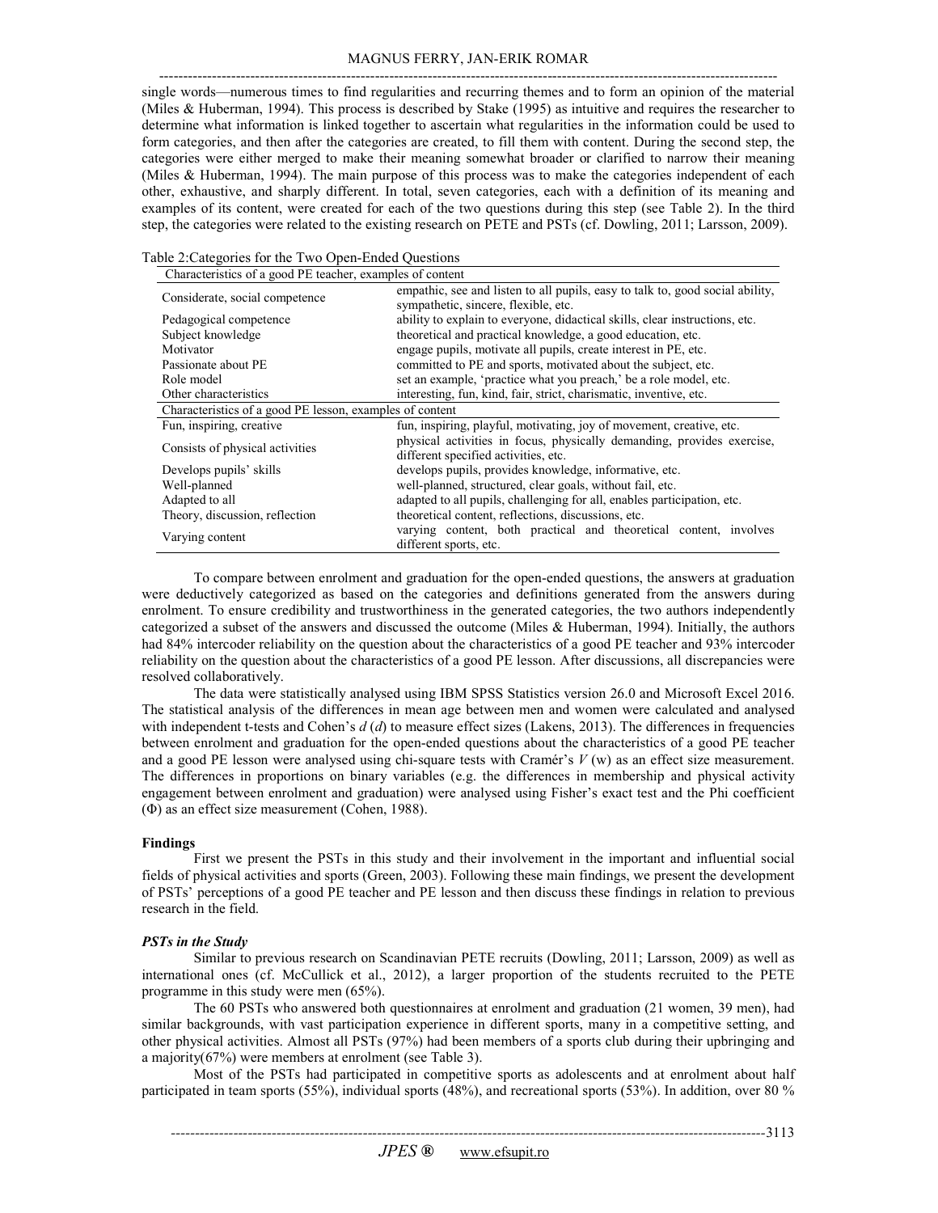single words—numerous times to find regularities and recurring themes and to form an opinion of the material (Miles & Huberman, 1994). This process is described by Stake (1995) as intuitive and requires the researcher to determine what information is linked together to ascertain what regularities in the information could be used to form categories, and then after the categories are created, to fill them with content. During the second step, the categories were either merged to make their meaning somewhat broader or clarified to narrow their meaning (Miles & Huberman, 1994). The main purpose of this process was to make the categories independent of each other, exhaustive, and sharply different. In total, seven categories, each with a definition of its meaning and examples of its content, were created for each of the two questions during this step (see Table 2). In the third step, the categories were related to the existing research on PETE and PSTs (cf. Dowling, 2011; Larsson, 2009).

Table 2:Categories for the Two Open-Ended Questions

| Characteristics of a good PE teacher, examples of content | |
|---|---|
| Considerate, social competence | empathic, see and listen to all pupils, easy to talk to, good social ability, sympathetic, sincere, flexible, etc. |
| Pedagogical competence | ability to explain to everyone, didactical skills, clear instructions, etc. |
| Subject knowledge | theoretical and practical knowledge, a good education, etc. |
| Motivator | engage pupils, motivate all pupils, create interest in PE, etc. |
| Passionate about PE | committed to PE and sports, motivated about the subject, etc. |
| Role model | set an example, 'practice what you preach,' be a role model, etc. |
| Other characteristics | interesting, fun, kind, fair, strict, charismatic, inventive, etc. |
| **Characteristics of a good PE lesson, examples of content** | |
| Fun, inspiring, creative | fun, inspiring, playful, motivating, joy of movement, creative, etc. |
| Consists of physical activities | physical activities in focus, physically demanding, provides exercise, different specified activities, etc. |
| Develops pupils' skills | develops pupils, provides knowledge, informative, etc. |
| Well-planned | well-planned, structured, clear goals, without fail, etc. |
| Adapted to all | adapted to all pupils, challenging for all, enables participation, etc. |
| Theory, discussion, reflection | theoretical content, reflections, discussions, etc. |
| Varying content | varying content, both practical and theoretical content, involves different sports, etc. |

To compare between enrolment and graduation for the open-ended questions, the answers at graduation were deductively categorized as based on the categories and definitions generated from the answers during enrolment. To ensure credibility and trustworthiness in the generated categories, the two authors independently categorized a subset of the answers and discussed the outcome (Miles & Huberman, 1994). Initially, the authors had 84% intercoder reliability on the question about the characteristics of a good PE teacher and 93% intercoder reliability on the question about the characteristics of a good PE lesson. After discussions, all discrepancies were resolved collaboratively.

The data were statistically analysed using IBM SPSS Statistics version 26.0 and Microsoft Excel 2016. The statistical analysis of the differences in mean age between men and women were calculated and analysed with independent t-tests and Cohen's $d$ ($d$) to measure effect sizes (Lakens, 2013). The differences in frequencies between enrolment and graduation for the open-ended questions about the characteristics of a good PE teacher and a good PE lesson were analysed using chi-square tests with Cramér's $V$ (w) as an effect size measurement. The differences in proportions on binary variables (e.g. the differences in membership and physical activity engagement between enrolment and graduation) were analysed using Fisher's exact test and the Phi coefficient ($\Phi$) as an effect size measurement (Cohen, 1988).

**Findings**

First we present the PSTs in this study and their involvement in the important and influential social fields of physical activities and sports (Green, 2003). Following these main findings, we present the development of PSTs' perceptions of a good PE teacher and PE lesson and then discuss these findings in relation to previous research in the field.

***PSTs in the Study***

Similar to previous research on Scandinavian PETE recruits (Dowling, 2011; Larsson, 2009) as well as international ones (cf. McCullick et al., 2012), a larger proportion of the students recruited to the PETE programme in this study were men (65%).

The 60 PSTs who answered both questionnaires at enrolment and graduation (21 women, 39 men), had similar backgrounds, with vast participation experience in different sports, many in a competitive setting, and other physical activities. Almost all PSTs (97%) had been members of a sports club during their upbringing and a majority(67%) were members at enrolment (see Table 3).

Most of the PSTs had participated in competitive sports as adolescents and at enrolment about half participated in team sports (55%), individual sports (48%), and recreational sports (53%). In addition, over 80 %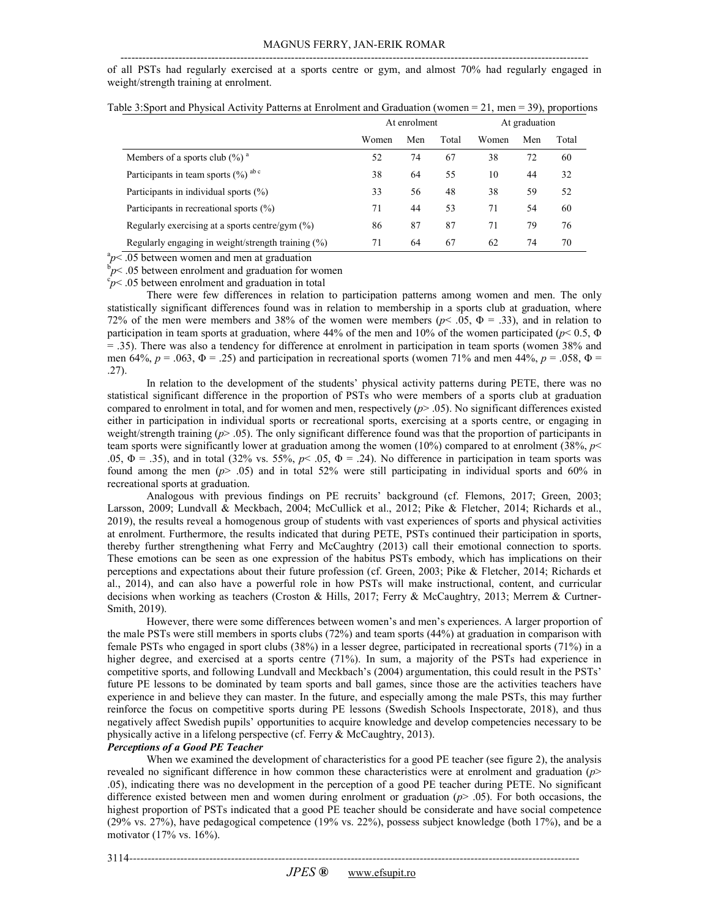of all PSTs had regularly exercised at a sports centre or gym, and almost 70% had regularly engaged in weight/strength training at enrolment.

Table 3:Sport and Physical Activity Patterns at Enrolment and Graduation (women = 21, men = 39), proportions

| | At enrolment | | | At graduation | | |
|---|---|---|---|---|---|---|
| | Women | Men | Total | Women | Men | Total |
| Members of a sports club (%) [a] | 52 | 74 | 67 | 38 | 72 | 60 |
| Participants in team sports (%) [ab c] | 38 | 64 | 55 | 10 | 44 | 32 |
| Participants in individual sports (%) | 33 | 56 | 48 | 38 | 59 | 52 |
| Participants in recreational sports (%) | 71 | 44 | 53 | 71 | 54 | 60 |
| Regularly exercising at a sports centre/gym (%) | 86 | 87 | 87 | 71 | 79 | 76 |
| Regularly engaging in weight/strength training (%) | 71 | 64 | 67 | 62 | 74 | 70 |

[a]$p < .05$ between women and men at graduation
[b]$p < .05$ between enrolment and graduation for women
[c]$p < .05$ between enrolment and graduation in total

There were few differences in relation to participation patterns among women and men. The only statistically significant differences found was in relation to membership in a sports club at graduation, where 72% of the men were members and 38% of the women were members ($p < .05$, $\Phi = .33$), and in relation to participation in team sports at graduation, where 44% of the men and 10% of the women participated ($p < 0.5$, $\Phi = .35$). There was also a tendency for difference at enrolment in participation in team sports (women 38% and men 64%, $p = .063$, $\Phi = .25$) and participation in recreational sports (women 71% and men 44%, $p = .058$, $\Phi = .27$).

In relation to the development of the students' physical activity patterns during PETE, there was no statistical significant difference in the proportion of PSTs who were members of a sports club at graduation compared to enrolment in total, and for women and men, respectively ($p > .05$). No significant differences existed either in participation in individual sports or recreational sports, exercising at a sports centre, or engaging in weight/strength training ($p > .05$). The only significant difference found was that the proportion of participants in team sports were significantly lower at graduation among the women (10%) compared to at enrolment (38%, $p < .05$, $\Phi = .35$), and in total (32% vs. 55%, $p < .05$, $\Phi = .24$). No difference in participation in team sports was found among the men ($p > .05$) and in total 52% were still participating in individual sports and 60% in recreational sports at graduation.

Analogous with previous findings on PE recruits' background (cf. Flemons, 2017; Green, 2003; Larsson, 2009; Lundvall & Meckbach, 2004; McCullick et al., 2012; Pike & Fletcher, 2014; Richards et al., 2019), the results reveal a homogenous group of students with vast experiences of sports and physical activities at enrolment. Furthermore, the results indicated that during PETE, PSTs continued their participation in sports, thereby further strengthening what Ferry and McCaughtry (2013) call their emotional connection to sports. These emotions can be seen as one expression of the habitus PSTs embody, which has implications on their perceptions and expectations about their future profession (cf. Green, 2003; Pike & Fletcher, 2014; Richards et al., 2014), and can also have a powerful role in how PSTs will make instructional, content, and curricular decisions when working as teachers (Croston & Hills, 2017; Ferry & McCaughtry, 2013; Merrem & Curtner-Smith, 2019).

However, there were some differences between women's and men's experiences. A larger proportion of the male PSTs were still members in sports clubs (72%) and team sports (44%) at graduation in comparison with female PSTs who engaged in sport clubs (38%) in a lesser degree, participated in recreational sports (71%) in a higher degree, and exercised at a sports centre (71%). In sum, a majority of the PSTs had experience in competitive sports, and following Lundvall and Meckbach's (2004) argumentation, this could result in the PSTs' future PE lessons to be dominated by team sports and ball games, since those are the activities teachers have experience in and believe they can master. In the future, and especially among the male PSTs, this may further reinforce the focus on competitive sports during PE lessons (Swedish Schools Inspectorate, 2018), and thus negatively affect Swedish pupils' opportunities to acquire knowledge and develop competencies necessary to be physically active in a lifelong perspective (cf. Ferry & McCaughtry, 2013).

***Perceptions of a Good PE Teacher***

When we examined the development of characteristics for a good PE teacher (see figure 2), the analysis revealed no significant difference in how common these characteristics were at enrolment and graduation ($p > .05$), indicating there was no development in the perception of a good PE teacher during PETE. No significant difference existed between men and women during enrolment or graduation ($p > .05$). For both occasions, the highest proportion of PSTs indicated that a good PE teacher should be considerate and have social competence (29% vs. 27%), have pedagogical competence (19% vs. 22%), possess subject knowledge (both 17%), and be a motivator (17% vs. 16%).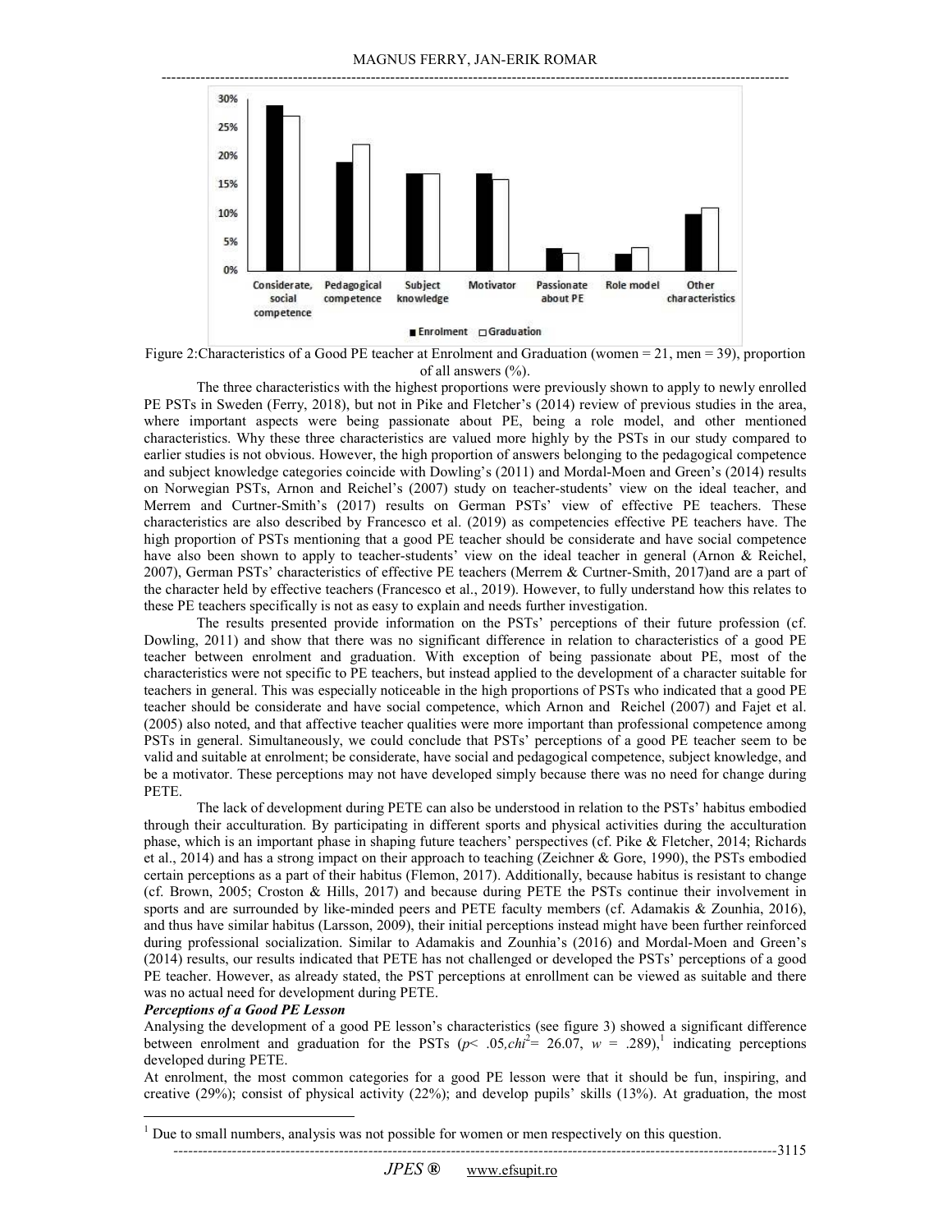Figure 2:Characteristics of a Good PE teacher at Enrolment and Graduation (women = 21, men = 39), proportion of all answers (%).

The three characteristics with the highest proportions were previously shown to apply to newly enrolled PE PSTs in Sweden (Ferry, 2018), but not in Pike and Fletcher's (2014) review of previous studies in the area, where important aspects were being passionate about PE, being a role model, and other mentioned characteristics. Why these three characteristics are valued more highly by the PSTs in our study compared to earlier studies is not obvious. However, the high proportion of answers belonging to the pedagogical competence and subject knowledge categories coincide with Dowling's (2011) and Mordal-Moen and Green's (2014) results on Norwegian PSTs, Arnon and Reichel's (2007) study on teacher-students' view on the ideal teacher, and Merrem and Curtner-Smith's (2017) results on German PSTs' view of effective PE teachers. These characteristics are also described by Francesco et al. (2019) as competencies effective PE teachers have. The high proportion of PSTs mentioning that a good PE teacher should be considerate and have social competence have also been shown to apply to teacher-students' view on the ideal teacher in general (Arnon & Reichel, 2007), German PSTs' characteristics of effective PE teachers (Merrem & Curtner-Smith, 2017)and are a part of the character held by effective teachers (Francesco et al., 2019). However, to fully understand how this relates to these PE teachers specifically is not as easy to explain and needs further investigation.

The results presented provide information on the PSTs' perceptions of their future profession (cf. Dowling, 2011) and show that there was no significant difference in relation to characteristics of a good PE teacher between enrolment and graduation. With exception of being passionate about PE, most of the characteristics were not specific to PE teachers, but instead applied to the development of a character suitable for teachers in general. This was especially noticeable in the high proportions of PSTs who indicated that a good PE teacher should be considerate and have social competence, which Arnon and Reichel (2007) and Fajet et al. (2005) also noted, and that affective teacher qualities were more important than professional competence among PSTs in general. Simultaneously, we could conclude that PSTs' perceptions of a good PE teacher seem to be valid and suitable at enrolment; be considerate, have social and pedagogical competence, subject knowledge, and be a motivator. These perceptions may not have developed simply because there was no need for change during PETE.

The lack of development during PETE can also be understood in relation to the PSTs' habitus embodied through their acculturation. By participating in different sports and physical activities during the acculturation phase, which is an important phase in shaping future teachers' perspectives (cf. Pike & Fletcher, 2014; Richards et al., 2014) and has a strong impact on their approach to teaching (Zeichner & Gore, 1990), the PSTs embodied certain perceptions as a part of their habitus (Flemon, 2017). Additionally, because habitus is resistant to change (cf. Brown, 2005; Croston & Hills, 2017) and because during PETE the PSTs continue their involvement in sports and are surrounded by like-minded peers and PETE faculty members (cf. Adamakis & Zounhia, 2016), and thus have similar habitus (Larsson, 2009), their initial perceptions instead might have been further reinforced during professional socialization. Similar to Adamakis and Zounhia's (2016) and Mordal-Moen and Green's (2014) results, our results indicated that PETE has not challenged or developed the PSTs' perceptions of a good PE teacher. However, as already stated, the PST perceptions at enrollment can be viewed as suitable and there was no actual need for development during PETE.

***Perceptions of a Good PE Lesson***

Analysing the development of a good PE lesson's characteristics (see figure 3) showed a significant difference between enrolment and graduation for the PSTs ($p < .05$, $chi^2 = 26.07$, $w = .289$),[1] indicating perceptions developed during PETE.

At enrolment, the most common categories for a good PE lesson were that it should be fun, inspiring, and creative (29%); consist of physical activity (22%); and develop pupils' skills (13%). At graduation, the most

[1] Due to small numbers, analysis was not possible for women or men respectively on this question.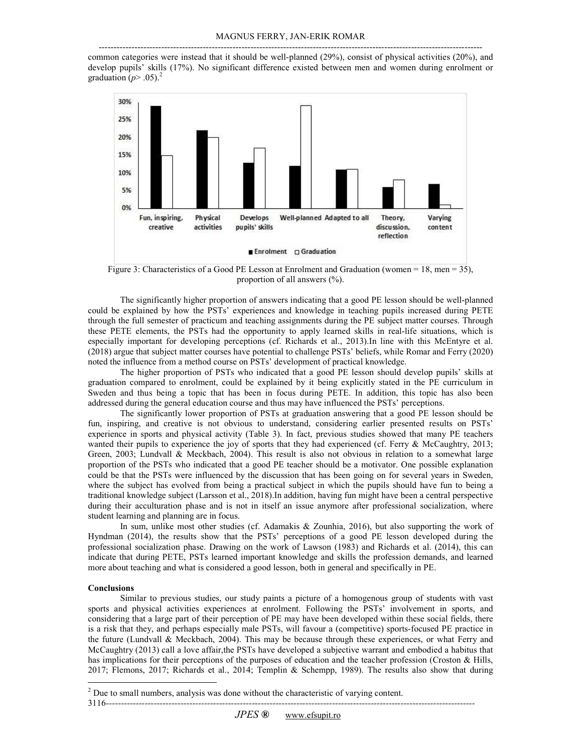common categories were instead that it should be well-planned (29%), consist of physical activities (20%), and develop pupils' skills (17%). No significant difference existed between men and women during enrolment or graduation ($p > .05$).[2]

Figure 3: Characteristics of a Good PE Lesson at Enrolment and Graduation (women = 18, men = 35), proportion of all answers (%).

The significantly higher proportion of answers indicating that a good PE lesson should be well-planned could be explained by how the PSTs' experiences and knowledge in teaching pupils increased during PETE through the full semester of practicum and teaching assignments during the PE subject matter courses. Through these PETE elements, the PSTs had the opportunity to apply learned skills in real-life situations, which is especially important for developing perceptions (cf. Richards et al., 2013).In line with this McEntyre et al. (2018) argue that subject matter courses have potential to challenge PSTs' beliefs, while Romar and Ferry (2020) noted the influence from a method course on PSTs' development of practical knowledge.

The higher proportion of PSTs who indicated that a good PE lesson should develop pupils' skills at graduation compared to enrolment, could be explained by it being explicitly stated in the PE curriculum in Sweden and thus being a topic that has been in focus during PETE. In addition, this topic has also been addressed during the general education course and thus may have influenced the PSTs' perceptions.

The significantly lower proportion of PSTs at graduation answering that a good PE lesson should be fun, inspiring, and creative is not obvious to understand, considering earlier presented results on PSTs' experience in sports and physical activity (Table 3). In fact, previous studies showed that many PE teachers wanted their pupils to experience the joy of sports that they had experienced (cf. Ferry & McCaughtry, 2013; Green, 2003; Lundvall & Meckbach, 2004). This result is also not obvious in relation to a somewhat large proportion of the PSTs who indicated that a good PE teacher should be a motivator. One possible explanation could be that the PSTs were influenced by the discussion that has been going on for several years in Sweden, where the subject has evolved from being a practical subject in which the pupils should have fun to being a traditional knowledge subject (Larsson et al., 2018).In addition, having fun might have been a central perspective during their acculturation phase and is not in itself an issue anymore after professional socialization, where student learning and planning are in focus.

In sum, unlike most other studies (cf. Adamakis & Zounhia, 2016), but also supporting the work of Hyndman (2014), the results show that the PSTs' perceptions of a good PE lesson developed during the professional socialization phase. Drawing on the work of Lawson (1983) and Richards et al. (2014), this can indicate that during PETE, PSTs learned important knowledge and skills the profession demands, and learned more about teaching and what is considered a good lesson, both in general and specifically in PE.

**Conclusions**

Similar to previous studies, our study paints a picture of a homogenous group of students with vast sports and physical activities experiences at enrolment. Following the PSTs' involvement in sports, and considering that a large part of their perception of PE may have been developed within these social fields, there is a risk that they, and perhaps especially male PSTs, will favour a (competitive) sports-focused PE practice in the future (Lundvall & Meckbach, 2004). This may be because through these experiences, or what Ferry and McCaughtry (2013) call a love affair,the PSTs have developed a subjective warrant and embodied a habitus that has implications for their perceptions of the purposes of education and the teacher profession (Croston & Hills, 2017; Flemons, 2017; Richards et al., 2014; Templin & Schempp, 1989). The results also show that during

[2] Due to small numbers, analysis was done without the characteristic of varying content.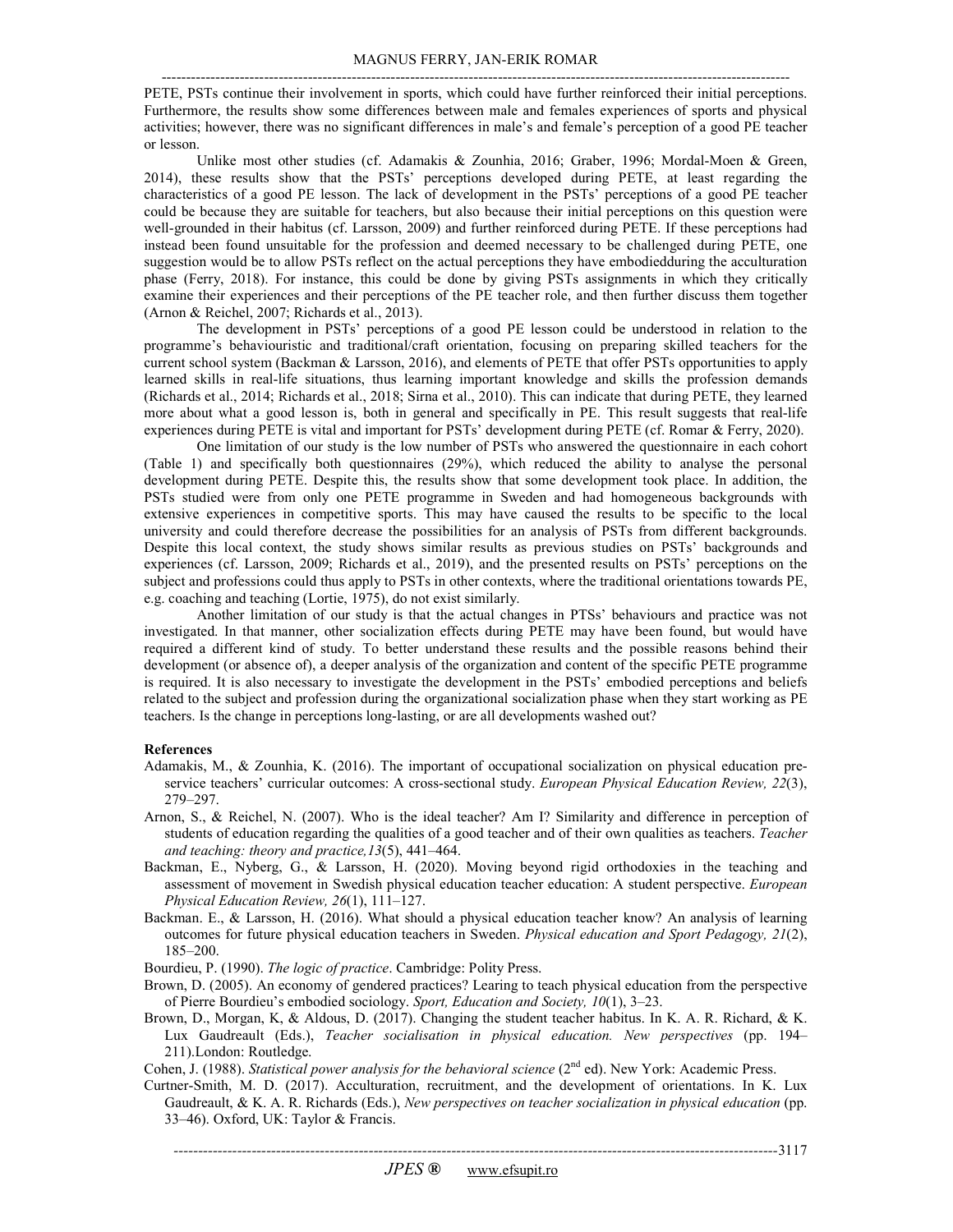PETE, PSTs continue their involvement in sports, which could have further reinforced their initial perceptions. Furthermore, the results show some differences between male and females experiences of sports and physical activities; however, there was no significant differences in male's and female's perception of a good PE teacher or lesson.

Unlike most other studies (cf. Adamakis & Zounhia, 2016; Graber, 1996; Mordal-Moen & Green, 2014), these results show that the PSTs' perceptions developed during PETE, at least regarding the characteristics of a good PE lesson. The lack of development in the PSTs' perceptions of a good PE teacher could be because they are suitable for teachers, but also because their initial perceptions on this question were well-grounded in their habitus (cf. Larsson, 2009) and further reinforced during PETE. If these perceptions had instead been found unsuitable for the profession and deemed necessary to be challenged during PETE, one suggestion would be to allow PSTs reflect on the actual perceptions they have embodiedduring the acculturation phase (Ferry, 2018). For instance, this could be done by giving PSTs assignments in which they critically examine their experiences and their perceptions of the PE teacher role, and then further discuss them together (Arnon & Reichel, 2007; Richards et al., 2013).

The development in PSTs' perceptions of a good PE lesson could be understood in relation to the programme's behaviouristic and traditional/craft orientation, focusing on preparing skilled teachers for the current school system (Backman & Larsson, 2016), and elements of PETE that offer PSTs opportunities to apply learned skills in real-life situations, thus learning important knowledge and skills the profession demands (Richards et al., 2014; Richards et al., 2018; Sirna et al., 2010). This can indicate that during PETE, they learned more about what a good lesson is, both in general and specifically in PE. This result suggests that real-life experiences during PETE is vital and important for PSTs' development during PETE (cf. Romar & Ferry, 2020).

One limitation of our study is the low number of PSTs who answered the questionnaire in each cohort (Table 1) and specifically both questionnaires (29%), which reduced the ability to analyse the personal development during PETE. Despite this, the results show that some development took place. In addition, the PSTs studied were from only one PETE programme in Sweden and had homogeneous backgrounds with extensive experiences in competitive sports. This may have caused the results to be specific to the local university and could therefore decrease the possibilities for an analysis of PSTs from different backgrounds. Despite this local context, the study shows similar results as previous studies on PSTs' backgrounds and experiences (cf. Larsson, 2009; Richards et al., 2019), and the presented results on PSTs' perceptions on the subject and professions could thus apply to PSTs in other contexts, where the traditional orientations towards PE, e.g. coaching and teaching (Lortie, 1975), do not exist similarly.

Another limitation of our study is that the actual changes in PTSs' behaviours and practice was not investigated. In that manner, other socialization effects during PETE may have been found, but would have required a different kind of study. To better understand these results and the possible reasons behind their development (or absence of), a deeper analysis of the organization and content of the specific PETE programme is required. It is also necessary to investigate the development in the PSTs' embodied perceptions and beliefs related to the subject and profession during the organizational socialization phase when they start working as PE teachers. Is the change in perceptions long-lasting, or are all developments washed out?

**References**

Adamakis, M., & Zounhia, K. (2016). The important of occupational socialization on physical education pre-service teachers' curricular outcomes: A cross-sectional study. *European Physical Education Review, 22*(3), 279–297.

Arnon, S., & Reichel, N. (2007). Who is the ideal teacher? Am I? Similarity and difference in perception of students of education regarding the qualities of a good teacher and of their own qualities as teachers. *Teacher and teaching: theory and practice,13*(5), 441–464.

Backman, E., Nyberg, G., & Larsson, H. (2020). Moving beyond rigid orthodoxies in the teaching and assessment of movement in Swedish physical education teacher education: A student perspective. *European Physical Education Review, 26*(1), 111–127.

Backman. E., & Larsson, H. (2016). What should a physical education teacher know? An analysis of learning outcomes for future physical education teachers in Sweden. *Physical education and Sport Pedagogy, 21*(2), 185–200.

Bourdieu, P. (1990). *The logic of practice*. Cambridge: Polity Press.

Brown, D. (2005). An economy of gendered practices? Learing to teach physical education from the perspective of Pierre Bourdieu's embodied sociology. *Sport, Education and Society, 10*(1), 3–23.

Brown, D., Morgan, K, & Aldous, D. (2017). Changing the student teacher habitus. In K. A. R. Richard, & K. Lux Gaudreault (Eds.), *Teacher socialisation in physical education. New perspectives* (pp. 194–211).London: Routledge.

Cohen, J. (1988). *Statistical power analysis for the behavioral science* (2nd ed). New York: Academic Press.

Curtner-Smith, M. D. (2017). Acculturation, recruitment, and the development of orientations. In K. Lux Gaudreault, & K. A. R. Richards (Eds.), *New perspectives on teacher socialization in physical education* (pp. 33–46). Oxford, UK: Taylor & Francis.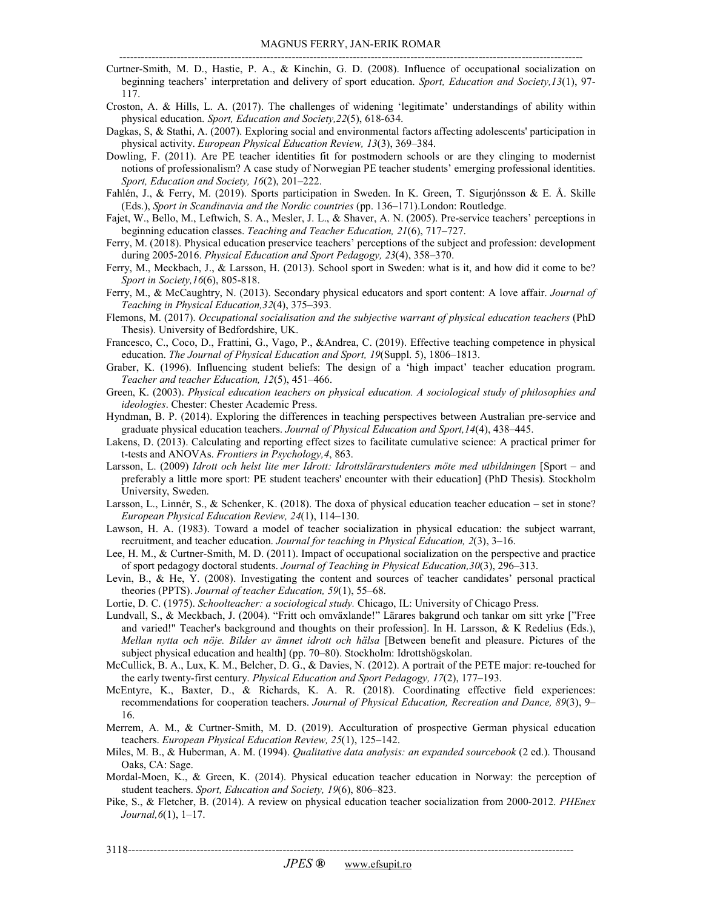Curtner-Smith, M. D., Hastie, P. A., & Kinchin, G. D. (2008). Influence of occupational socialization on beginning teachers' interpretation and delivery of sport education. *Sport, Education and Society,13*(1), 97-117.

Croston, A. & Hills, L. A. (2017). The challenges of widening 'legitimate' understandings of ability within physical education. *Sport, Education and Society,22*(5), 618-634.

Dagkas, S, & Stathi, A. (2007). Exploring social and environmental factors affecting adolescents' participation in physical activity. *European Physical Education Review, 13*(3), 369–384.

Dowling, F. (2011). Are PE teacher identities fit for postmodern schools or are they clinging to modernist notions of professionalism? A case study of Norwegian PE teacher students' emerging professional identities. *Sport, Education and Society, 16*(2), 201–222.

Fahlén, J., & Ferry, M. (2019). Sports participation in Sweden. In K. Green, T. Sigurjónsson & E. Å. Skille (Eds.), *Sport in Scandinavia and the Nordic countries* (pp. 136–171).London: Routledge.

Fajet, W., Bello, M., Leftwich, S. A., Mesler, J. L., & Shaver, A. N. (2005). Pre-service teachers' perceptions in beginning education classes. *Teaching and Teacher Education, 21*(6), 717–727.

Ferry, M. (2018). Physical education preservice teachers' perceptions of the subject and profession: development during 2005-2016. *Physical Education and Sport Pedagogy, 23*(4), 358–370.

Ferry, M., Meckbach, J., & Larsson, H. (2013). School sport in Sweden: what is it, and how did it come to be? *Sport in Society,16*(6), 805-818.

Ferry, M., & McCaughtry, N. (2013). Secondary physical educators and sport content: A love affair. *Journal of Teaching in Physical Education,32*(4), 375–393.

Flemons, M. (2017). *Occupational socialisation and the subjective warrant of physical education teachers* (PhD Thesis). University of Bedfordshire, UK.

Francesco, C., Coco, D., Frattini, G., Vago, P., &Andrea, C. (2019). Effective teaching competence in physical education. *The Journal of Physical Education and Sport, 19*(Suppl. 5), 1806–1813.

Graber, K. (1996). Influencing student beliefs: The design of a 'high impact' teacher education program. *Teacher and teacher Education, 12*(5), 451–466.

Green, K. (2003). *Physical education teachers on physical education. A sociological study of philosophies and ideologies*. Chester: Chester Academic Press.

Hyndman, B. P. (2014). Exploring the differences in teaching perspectives between Australian pre-service and graduate physical education teachers. *Journal of Physical Education and Sport,14*(4), 438–445.

Lakens, D. (2013). Calculating and reporting effect sizes to facilitate cumulative science: A practical primer for t-tests and ANOVAs. *Frontiers in Psychology,4*, 863.

Larsson, L. (2009) *Idrott och helst lite mer Idrott: Idrottslärarstudenters möte med utbildningen* [Sport – and preferably a little more sport: PE student teachers' encounter with their education] (PhD Thesis). Stockholm University, Sweden.

Larsson, L., Linnér, S., & Schenker, K. (2018). The doxa of physical education teacher education – set in stone? *European Physical Education Review, 24*(1), 114–130.

Lawson, H. A. (1983). Toward a model of teacher socialization in physical education: the subject warrant, recruitment, and teacher education. *Journal for teaching in Physical Education, 2*(3), 3–16.

Lee, H. M., & Curtner-Smith, M. D. (2011). Impact of occupational socialization on the perspective and practice of sport pedagogy doctoral students. *Journal of Teaching in Physical Education,30*(3), 296–313.

Levin, B., & He, Y. (2008). Investigating the content and sources of teacher candidates' personal practical theories (PPTS). *Journal of teacher Education, 59*(1), 55–68.

Lortie, D. C. (1975). *Schoolteacher: a sociological study.* Chicago, IL: University of Chicago Press.

Lundvall, S., & Meckbach, J. (2004). "Fritt och omväxlande!" Lärares bakgrund och tankar om sitt yrke ["Free and varied!" Teacher's background and thoughts on their profession]. In H. Larsson, & K Redelius (Eds.), *Mellan nytta och nöje. Bilder av ämnet idrott och hälsa* [Between benefit and pleasure. Pictures of the subject physical education and health] (pp. 70–80). Stockholm: Idrottshögskolan.

McCullick, B. A., Lux, K. M., Belcher, D. G., & Davies, N. (2012). A portrait of the PETE major: re-touched for the early twenty-first century. *Physical Education and Sport Pedagogy, 17*(2), 177–193.

McEntyre, K., Baxter, D., & Richards, K. A. R. (2018). Coordinating effective field experiences: recommendations for cooperation teachers. *Journal of Physical Education, Recreation and Dance, 89*(3), 9–16.

Merrem, A. M., & Curtner-Smith, M. D. (2019). Acculturation of prospective German physical education teachers. *European Physical Education Review, 25*(1), 125–142.

Miles, M. B., & Huberman, A. M. (1994). *Qualitative data analysis: an expanded sourcebook* (2 ed.). Thousand Oaks, CA: Sage.

Mordal-Moen, K., & Green, K. (2014). Physical education teacher education in Norway: the perception of student teachers. *Sport, Education and Society, 19*(6), 806–823.

Pike, S., & Fletcher, B. (2014). A review on physical education teacher socialization from 2000-2012. *PHEnex Journal,6*(1), 1–17.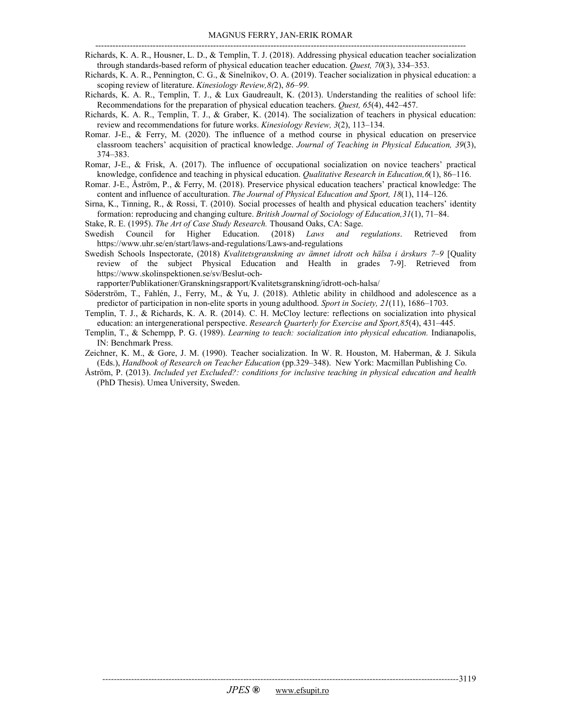Richards, K. A. R., Housner, L. D., & Templin, T. J. (2018). Addressing physical education teacher socialization through standards-based reform of physical education teacher education. *Quest, 70*(3), 334–353.

Richards, K. A. R., Pennington, C. G., & Sinelnikov, O. A. (2019). Teacher socialization in physical education: a scoping review of literature. *Kinesiology Review,8(*2), *86–99.*

Richards, K. A. R., Templin, T. J., & Lux Gaudreault, K. (2013). Understanding the realities of school life: Recommendations for the preparation of physical education teachers. *Quest, 65*(4), 442–457.

Richards, K. A. R., Templin, T. J., & Graber, K. (2014). The socialization of teachers in physical education: review and recommendations for future works. *Kinesiology Review, 3*(2), 113–134.

Romar. J-E., & Ferry, M. (2020). The influence of a method course in physical education on preservice classroom teachers' acquisition of practical knowledge. *Journal of Teaching in Physical Education, 39*(3), 374–383.

Romar, J-E., & Frisk, A. (2017). The influence of occupational socialization on novice teachers' practical knowledge, confidence and teaching in physical education. *Qualitative Research in Education,6*(1), 86–116.

Romar. J-E., Åström, P., & Ferry, M. (2018). Preservice physical education teachers' practical knowledge: The content and influence of acculturation. *The Journal of Physical Education and Sport, 18*(1), 114–126.

Sirna, K., Tinning, R., & Rossi, T. (2010). Social processes of health and physical education teachers' identity formation: reproducing and changing culture. *British Journal of Sociology of Education,31*(1), 71–84.

Stake, R. E. (1995). *The Art of Case Study Research.* Thousand Oaks, CA: Sage.

Swedish Council for Higher Education. (2018) *Laws and regulations*. Retrieved from https://www.uhr.se/en/start/laws-and-regulations/Laws-and-regulations

Swedish Schools Inspectorate, (2018) *Kvalitetsgranskning av ämnet idrott och hälsa i årskurs 7–9* [Quality review of the subject Physical Education and Health in grades 7-9]. Retrieved from https://www.skolinspektionen.se/sv/Beslut-och-rapporter/Publikationer/Granskningsrapport/Kvalitetsgranskning/idrott-och-halsa/

Söderström, T., Fahlén, J., Ferry, M., & Yu, J. (2018). Athletic ability in childhood and adolescence as a predictor of participation in non-elite sports in young adulthood. *Sport in Society, 21*(11), 1686–1703.

Templin, T. J., & Richards, K. A. R. (2014). C. H. McCloy lecture: reflections on socialization into physical education: an intergenerational perspective. *Research Quarterly for Exercise and Sport,85*(4), 431–445.

Templin, T., & Schempp, P. G. (1989). *Learning to teach: socialization into physical education.* Indianapolis, IN: Benchmark Press.

Zeichner, K. M., & Gore, J. M. (1990). Teacher socialization. In W. R. Houston, M. Haberman, & J. Sikula (Eds.), *Handbook of Research on Teacher Education* (pp.329–348). New York: Macmillan Publishing Co.

Åström, P. (2013). *Included yet Excluded?: conditions for inclusive teaching in physical education and health* (PhD Thesis). Umea University, Sweden.